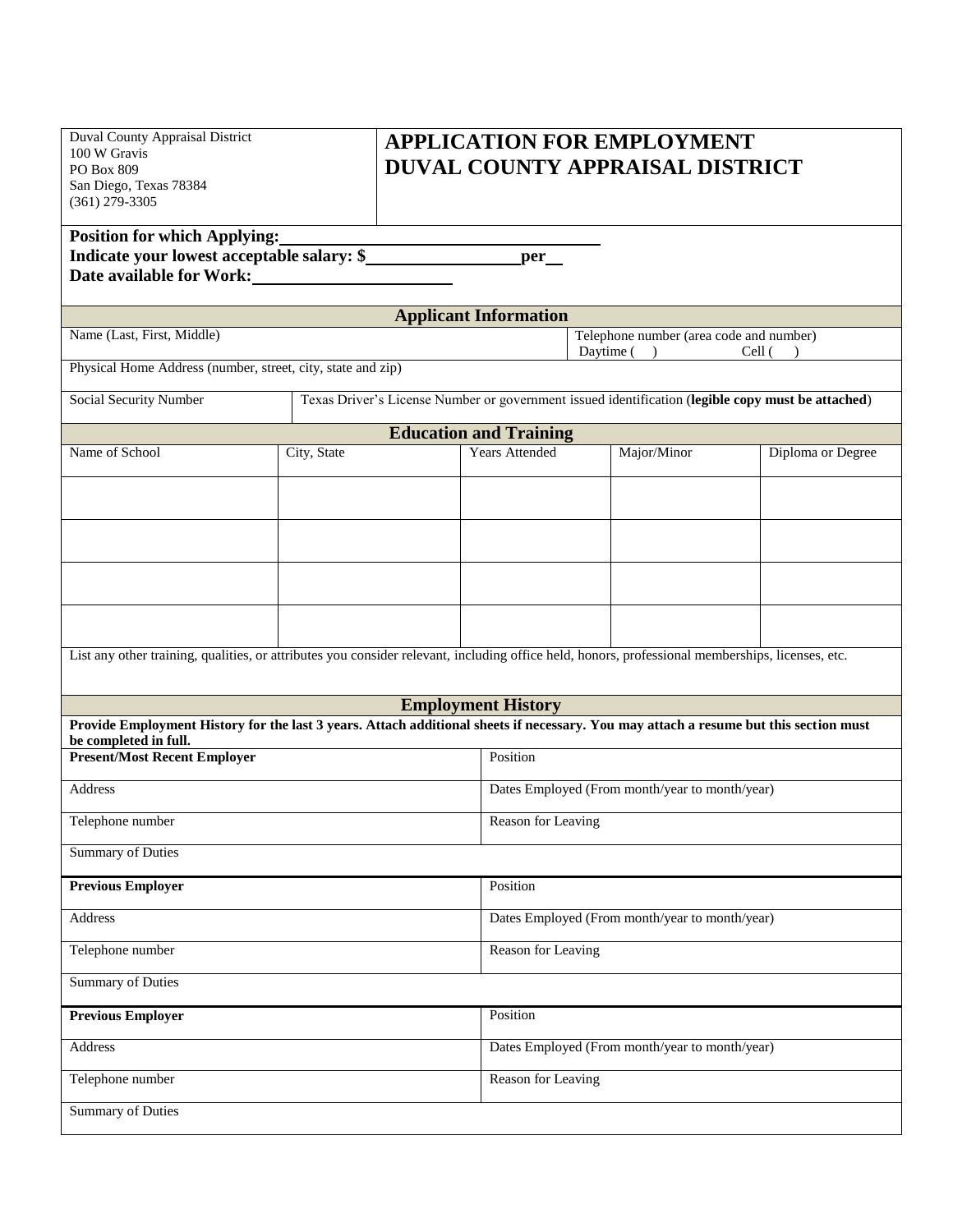Duval County Appraisal District
100 W Gravis
PO Box 809
San Diego, Texas 78384
(361) 279-3305

# APPLICATION FOR EMPLOYMENT
# DUVAL COUNTY APPRAISAL DISTRICT

**Position for which Applying:** ______________________________

**Indicate your lowest acceptable salary: $** ______________ **per** ___

**Date available for Work:** ____________________

## Applicant Information

| Name (Last, First, Middle) | Telephone number (area code and number) Daytime ( ) Cell ( ) |
|---|---|
| Physical Home Address (number, street, city, state and zip) | |
| Social Security Number | Texas Driver's License Number or government issued identification (**legible copy must be attached**) |

## Education and Training

| Name of School | City, State | Years Attended | Major/Minor | Diploma or Degree |
|---|---|---|---|---|
| | | | | |
| | | | | |
| | | | | |
| | | | | |

List any other training, qualities, or attributes you consider relevant, including office held, honors, professional memberships, licenses, etc.

## Employment History

**Provide Employment History for the last 3 years. Attach additional sheets if necessary. You may attach a resume but this section must be completed in full.**

| **Present/Most Recent Employer** | Position |
|---|---|
| Address | Dates Employed (From month/year to month/year) |
| Telephone number | Reason for Leaving |
| Summary of Duties | |

| **Previous Employer** | Position |
|---|---|
| Address | Dates Employed (From month/year to month/year) |
| Telephone number | Reason for Leaving |
| Summary of Duties | |

| **Previous Employer** | Position |
|---|---|
| Address | Dates Employed (From month/year to month/year) |
| Telephone number | Reason for Leaving |
| Summary of Duties | |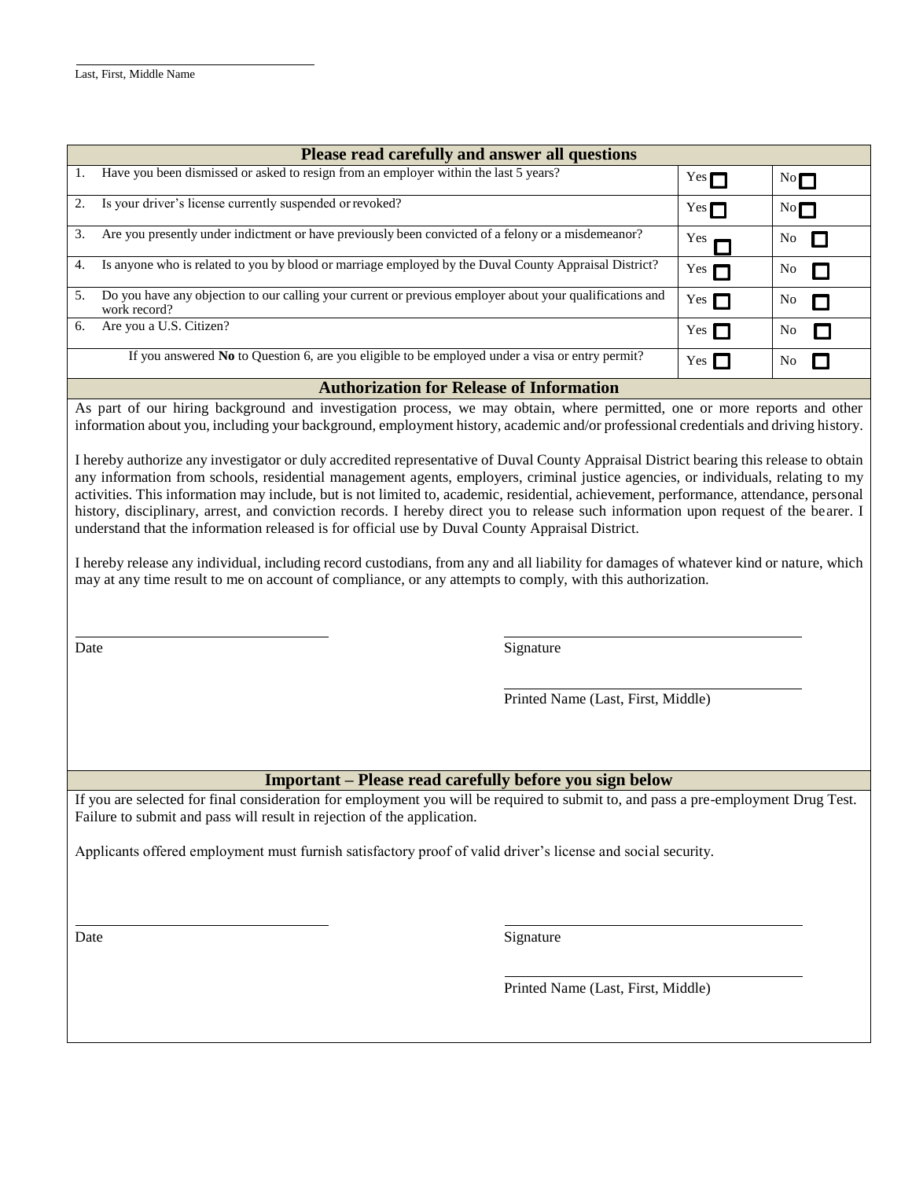Last, First, Middle Name

| Please read carefully and answer all questions | | |
|---|---|---|
| 1. Have you been dismissed or asked to resign from an employer within the last 5 years? | Yes ☐ | No ☐ |
| 2. Is your driver's license currently suspended or revoked? | Yes ☐ | No ☐ |
| 3. Are you presently under indictment or have previously been convicted of a felony or a misdemeanor? | Yes ☐ | No ☐ |
| 4. Is anyone who is related to you by blood or marriage employed by the Duval County Appraisal District? | Yes ☐ | No ☐ |
| 5. Do you have any objection to our calling your current or previous employer about your qualifications and work record? | Yes ☐ | No ☐ |
| 6. Are you a U.S. Citizen? | Yes ☐ | No ☐ |
| If you answered **No** to Question 6, are you eligible to be employed under a visa or entry permit? | Yes ☐ | No ☐ |

## Authorization for Release of Information

As part of our hiring background and investigation process, we may obtain, where permitted, one or more reports and other information about you, including your background, employment history, academic and/or professional credentials and driving history.

I hereby authorize any investigator or duly accredited representative of Duval County Appraisal District bearing this release to obtain any information from schools, residential management agents, employers, criminal justice agencies, or individuals, relating to my activities. This information may include, but is not limited to, academic, residential, achievement, performance, attendance, personal history, disciplinary, arrest, and conviction records. I hereby direct you to release such information upon request of the bearer. I understand that the information released is for official use by Duval County Appraisal District.

I hereby release any individual, including record custodians, from any and all liability for damages of whatever kind or nature, which may at any time result to me on account of compliance, or any attempts to comply, with this authorization.

Date

Signature

Printed Name (Last, First, Middle)

## Important – Please read carefully before you sign below

If you are selected for final consideration for employment you will be required to submit to, and pass a pre-employment Drug Test. Failure to submit and pass will result in rejection of the application.

Applicants offered employment must furnish satisfactory proof of valid driver's license and social security.

Date

Signature

Printed Name (Last, First, Middle)